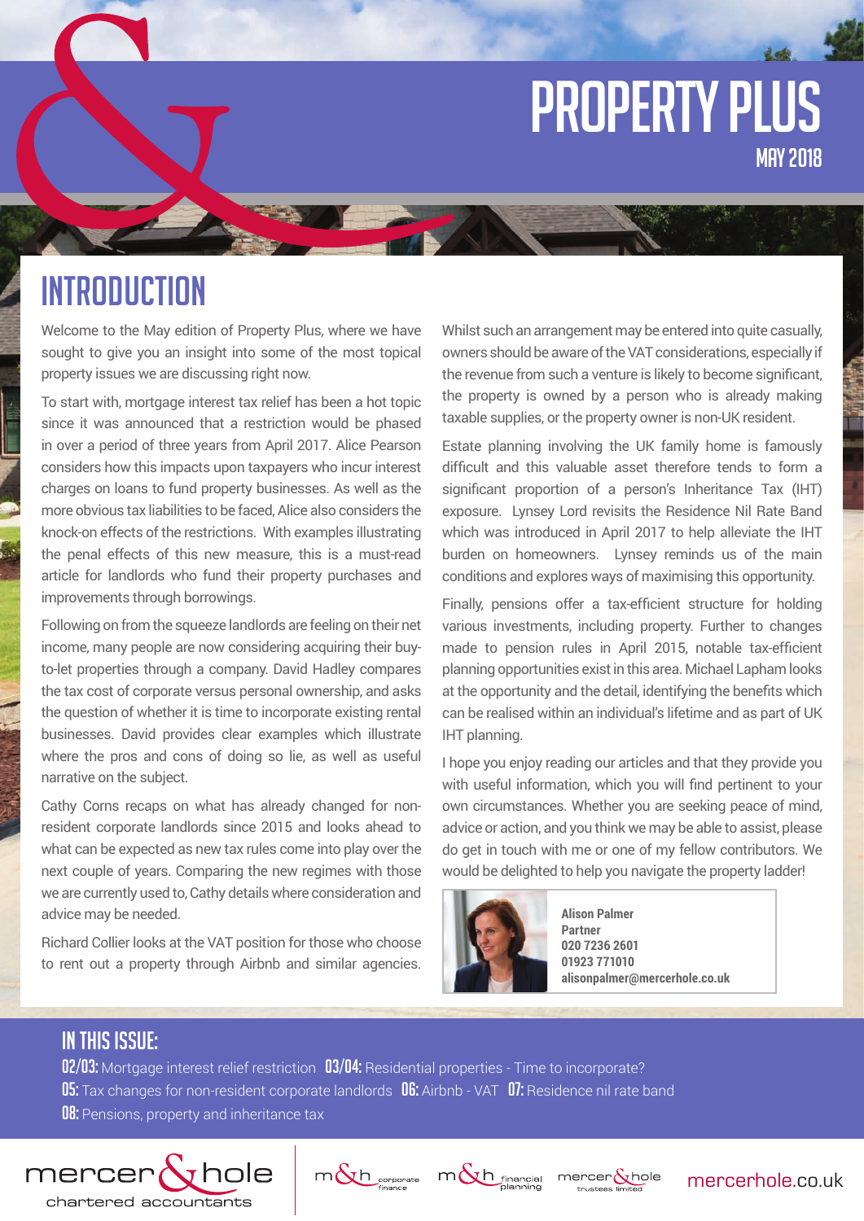# PROPERTY PLUS

MAY 2018

## INTRODUCTION

Welcome to the May edition of Property Plus, where we have sought to give you an insight into some of the most topical property issues we are discussing right now.

To start with, mortgage interest tax relief has been a hot topic since it was announced that a restriction would be phased in over a period of three years from April 2017. Alice Pearson considers how this impacts upon taxpayers who incur interest charges on loans to fund property businesses. As well as the more obvious tax liabilities to be faced, Alice also considers the knock-on effects of the restrictions. With examples illustrating the penal effects of this new measure, this is a must-read article for landlords who fund their property purchases and improvements through borrowings.

Following on from the squeeze landlords are feeling on their net income, many people are now considering acquiring their buy-to-let properties through a company. David Hadley compares the tax cost of corporate versus personal ownership, and asks the question of whether it is time to incorporate existing rental businesses. David provides clear examples which illustrate where the pros and cons of doing so lie, as well as useful narrative on the subject.

Cathy Corns recaps on what has already changed for non-resident corporate landlords since 2015 and looks ahead to what can be expected as new tax rules come into play over the next couple of years. Comparing the new regimes with those we are currently used to, Cathy details where consideration and advice may be needed.

Richard Collier looks at the VAT position for those who choose to rent out a property through Airbnb and similar agencies. Whilst such an arrangement may be entered into quite casually, owners should be aware of the VAT considerations, especially if the revenue from such a venture is likely to become significant, the property is owned by a person who is already making taxable supplies, or the property owner is non-UK resident.

Estate planning involving the UK family home is famously difficult and this valuable asset therefore tends to form a significant proportion of a person's Inheritance Tax (IHT) exposure. Lynsey Lord revisits the Residence Nil Rate Band which was introduced in April 2017 to help alleviate the IHT burden on homeowners. Lynsey reminds us of the main conditions and explores ways of maximising this opportunity.

Finally, pensions offer a tax-efficient structure for holding various investments, including property. Further to changes made to pension rules in April 2015, notable tax-efficient planning opportunities exist in this area. Michael Lapham looks at the opportunity and the detail, identifying the benefits which can be realised within an individual's lifetime and as part of UK IHT planning.

I hope you enjoy reading our articles and that they provide you with useful information, which you will find pertinent to your own circumstances. Whether you are seeking peace of mind, advice or action, and you think we may be able to assist, please do get in touch with me or one of my fellow contributors. We would be delighted to help you navigate the property ladder!

**Alison Palmer**
**Partner**
**020 7236 2601**
**01923 771010**
**alisonpalmer@mercerhole.co.uk**

## IN THIS ISSUE:

**02/03:** Mortgage interest relief restriction **03/04:** Residential properties - Time to incorporate?
**05:** Tax changes for non-resident corporate landlords **06:** Airbnb - VAT **07:** Residence nil rate band
**08:** Pensions, property and inheritance tax

mercer & hole chartered accountants | m&h corporate finance | m&h financial planning | mercer & hole trustees limited | mercerhole.co.uk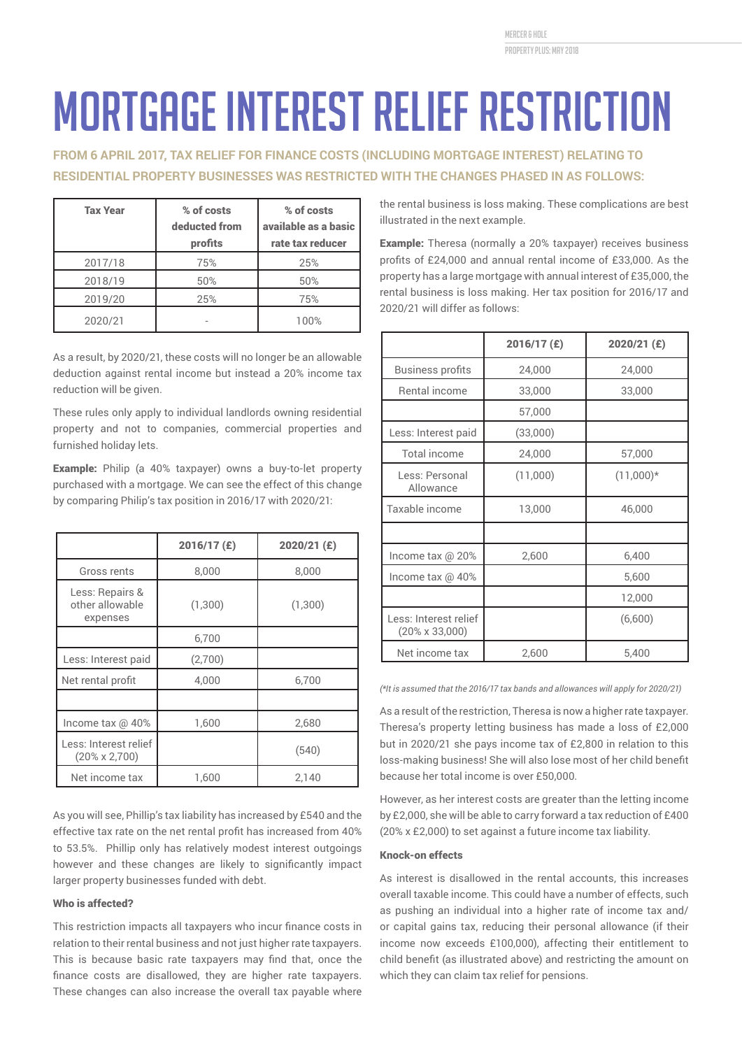# MORTGAGE INTEREST RELIEF RESTRICTION

**FROM 6 APRIL 2017, TAX RELIEF FOR FINANCE COSTS (INCLUDING MORTGAGE INTEREST) RELATING TO RESIDENTIAL PROPERTY BUSINESSES WAS RESTRICTED WITH THE CHANGES PHASED IN AS FOLLOWS:**

| Tax Year | % of costs deducted from profits | % of costs available as a basic rate tax reducer |
|---|---|---|
| 2017/18 | 75% | 25% |
| 2018/19 | 50% | 50% |
| 2019/20 | 25% | 75% |
| 2020/21 | - | 100% |

As a result, by 2020/21, these costs will no longer be an allowable deduction against rental income but instead a 20% income tax reduction will be given.

These rules only apply to individual landlords owning residential property and not to companies, commercial properties and furnished holiday lets.

**Example:** Philip (a 40% taxpayer) owns a buy-to-let property purchased with a mortgage. We can see the effect of this change by comparing Philip's tax position in 2016/17 with 2020/21:

| | 2016/17 (£) | 2020/21 (£) |
|---|---|---|
| Gross rents | 8,000 | 8,000 |
| Less: Repairs & other allowable expenses | (1,300) | (1,300) |
| | 6,700 | |
| Less: Interest paid | (2,700) | |
| Net rental profit | 4,000 | 6,700 |
| | | |
| Income tax @ 40% | 1,600 | 2,680 |
| Less: Interest relief (20% x 2,700) | | (540) |
| Net income tax | 1,600 | 2,140 |

As you will see, Phillip's tax liability has increased by £540 and the effective tax rate on the net rental profit has increased from 40% to 53.5%. Phillip only has relatively modest interest outgoings however and these changes are likely to significantly impact larger property businesses funded with debt.

### Who is affected?

This restriction impacts all taxpayers who incur finance costs in relation to their rental business and not just higher rate taxpayers. This is because basic rate taxpayers may find that, once the finance costs are disallowed, they are higher rate taxpayers. These changes can also increase the overall tax payable where the rental business is loss making. These complications are best illustrated in the next example.

**Example:** Theresa (normally a 20% taxpayer) receives business profits of £24,000 and annual rental income of £33,000. As the property has a large mortgage with annual interest of £35,000, the rental business is loss making. Her tax position for 2016/17 and 2020/21 will differ as follows:

| | 2016/17 (£) | 2020/21 (£) |
|---|---|---|
| Business profits | 24,000 | 24,000 |
| Rental income | 33,000 | 33,000 |
| | 57,000 | |
| Less: Interest paid | (33,000) | |
| Total income | 24,000 | 57,000 |
| Less: Personal Allowance | (11,000) | (11,000)* |
| Taxable income | 13,000 | 46,000 |
| | | |
| Income tax @ 20% | 2,600 | 6,400 |
| Income tax @ 40% | | 5,600 |
| | | 12,000 |
| Less: Interest relief (20% x 33,000) | | (6,600) |
| Net income tax | 2,600 | 5,400 |

*(\*It is assumed that the 2016/17 tax bands and allowances will apply for 2020/21)*

As a result of the restriction, Theresa is now a higher rate taxpayer. Theresa's property letting business has made a loss of £2,000 but in 2020/21 she pays income tax of £2,800 in relation to this loss-making business! She will also lose most of her child benefit because her total income is over £50,000.

However, as her interest costs are greater than the letting income by £2,000, she will be able to carry forward a tax reduction of £400 (20% x £2,000) to set against a future income tax liability.

### Knock-on effects

As interest is disallowed in the rental accounts, this increases overall taxable income. This could have a number of effects, such as pushing an individual into a higher rate of income tax and/or capital gains tax, reducing their personal allowance (if their income now exceeds £100,000), affecting their entitlement to child benefit (as illustrated above) and restricting the amount on which they can claim tax relief for pensions.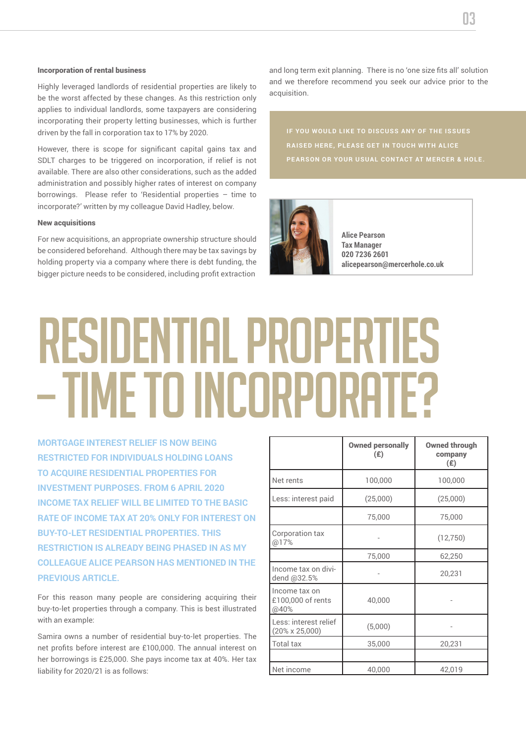**Incorporation of rental business**

Highly leveraged landlords of residential properties are likely to be the worst affected by these changes. As this restriction only applies to individual landlords, some taxpayers are considering incorporating their property letting businesses, which is further driven by the fall in corporation tax to 17% by 2020.

However, there is scope for significant capital gains tax and SDLT charges to be triggered on incorporation, if relief is not available. There are also other considerations, such as the added administration and possibly higher rates of interest on company borrowings. Please refer to 'Residential properties – time to incorporate?' written by my colleague David Hadley, below.

**New acquisitions**

For new acquisitions, an appropriate ownership structure should be considered beforehand. Although there may be tax savings by holding property via a company where there is debt funding, the bigger picture needs to be considered, including profit extraction and long term exit planning. There is no 'one size fits all' solution and we therefore recommend you seek our advice prior to the acquisition.

IF YOU WOULD LIKE TO DISCUSS ANY OF THE ISSUES RAISED HERE, PLEASE GET IN TOUCH WITH ALICE PEARSON OR YOUR USUAL CONTACT AT MERCER & HOLE.

**Alice Pearson**
**Tax Manager**
**020 7236 2601**
**alicepearson@mercerhole.co.uk**

# RESIDENTIAL PROPERTIES – TIME TO INCORPORATE?

MORTGAGE INTEREST RELIEF IS NOW BEING RESTRICTED FOR INDIVIDUALS HOLDING LOANS TO ACQUIRE RESIDENTIAL PROPERTIES FOR INVESTMENT PURPOSES. FROM 6 APRIL 2020 INCOME TAX RELIEF WILL BE LIMITED TO THE BASIC RATE OF INCOME TAX AT 20% ONLY FOR INTEREST ON BUY-TO-LET RESIDENTIAL PROPERTIES. THIS RESTRICTION IS ALREADY BEING PHASED IN AS MY COLLEAGUE ALICE PEARSON HAS MENTIONED IN THE PREVIOUS ARTICLE.

For this reason many people are considering acquiring their buy-to-let properties through a company. This is best illustrated with an example:

Samira owns a number of residential buy-to-let properties. The net profits before interest are £100,000. The annual interest on her borrowings is £25,000. She pays income tax at 40%. Her tax liability for 2020/21 is as follows:

| | Owned personally (£) | Owned through company (£) |
|---|---|---|
| Net rents | 100,000 | 100,000 |
| Less: interest paid | (25,000) | (25,000) |
| | 75,000 | 75,000 |
| Corporation tax @17% | - | (12,750) |
| | 75,000 | 62,250 |
| Income tax on dividend @32.5% | - | 20,231 |
| Income tax on £100,000 of rents @40% | 40,000 | - |
| Less: interest relief (20% x 25,000) | (5,000) | - |
| Total tax | 35,000 | 20,231 |
| | | |
| Net income | 40,000 | 42,019 |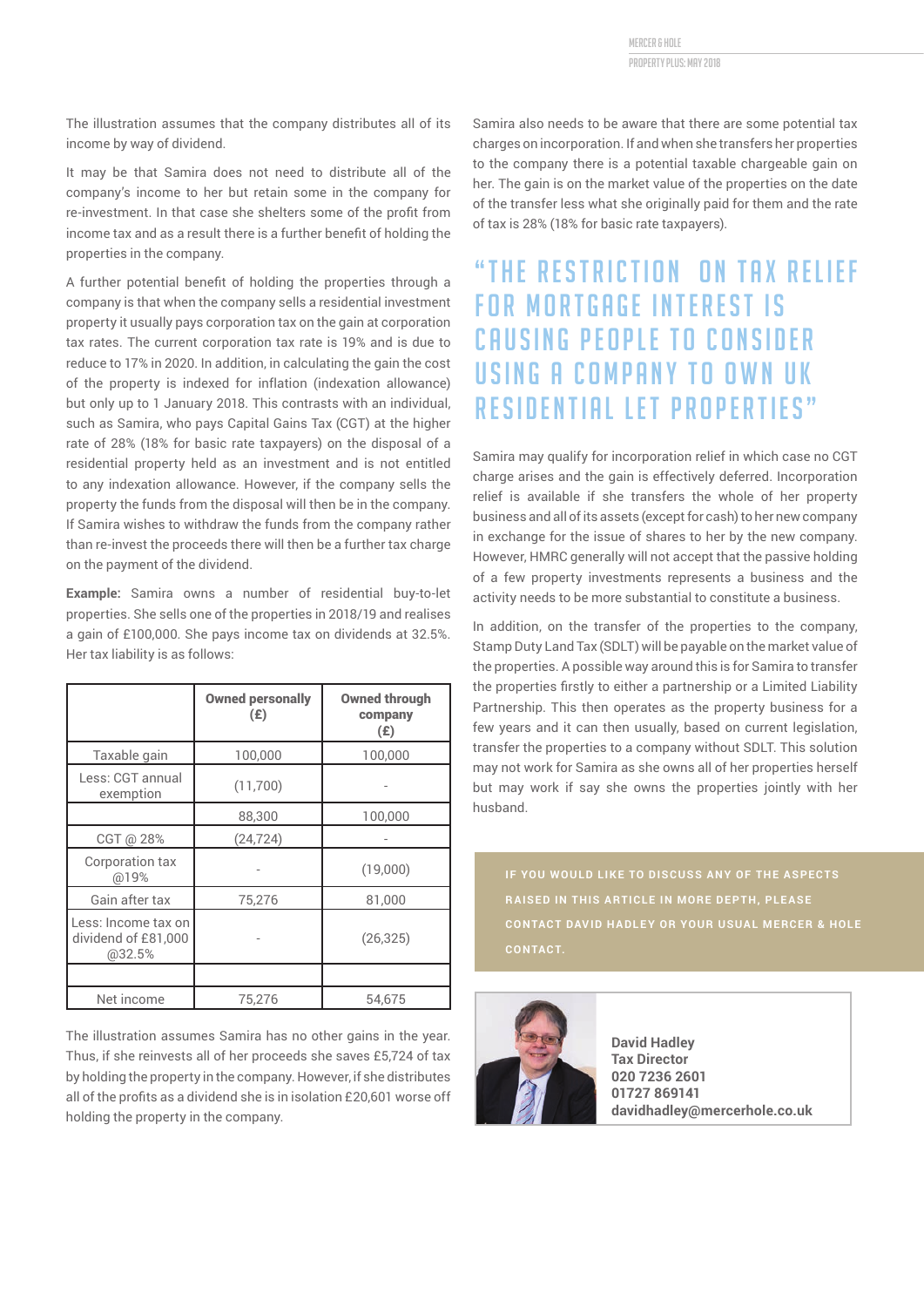The illustration assumes that the company distributes all of its income by way of dividend.

It may be that Samira does not need to distribute all of the company's income to her but retain some in the company for re-investment. In that case she shelters some of the profit from income tax and as a result there is a further benefit of holding the properties in the company.

A further potential benefit of holding the properties through a company is that when the company sells a residential investment property it usually pays corporation tax on the gain at corporation tax rates. The current corporation tax rate is 19% and is due to reduce to 17% in 2020. In addition, in calculating the gain the cost of the property is indexed for inflation (indexation allowance) but only up to 1 January 2018. This contrasts with an individual, such as Samira, who pays Capital Gains Tax (CGT) at the higher rate of 28% (18% for basic rate taxpayers) on the disposal of a residential property held as an investment and is not entitled to any indexation allowance. However, if the company sells the property the funds from the disposal will then be in the company. If Samira wishes to withdraw the funds from the company rather than re-invest the proceeds there will then be a further tax charge on the payment of the dividend.

**Example:** Samira owns a number of residential buy-to-let properties. She sells one of the properties in 2018/19 and realises a gain of £100,000. She pays income tax on dividends at 32.5%. Her tax liability is as follows:

| | Owned personally (£) | Owned through company (£) |
|---|---|---|
| Taxable gain | 100,000 | 100,000 |
| Less: CGT annual exemption | (11,700) | - |
| | 88,300 | 100,000 |
| CGT @ 28% | (24,724) | - |
| Corporation tax @19% | - | (19,000) |
| Gain after tax | 75,276 | 81,000 |
| Less: Income tax on dividend of £81,000 @32.5% | - | (26,325) |
| | | |
| Net income | 75,276 | 54,675 |

The illustration assumes Samira has no other gains in the year. Thus, if she reinvests all of her proceeds she saves £5,724 of tax by holding the property in the company. However, if she distributes all of the profits as a dividend she is in isolation £20,601 worse off holding the property in the company.

Samira also needs to be aware that there are some potential tax charges on incorporation. If and when she transfers her properties to the company there is a potential taxable chargeable gain on her. The gain is on the market value of the properties on the date of the transfer less what she originally paid for them and the rate of tax is 28% (18% for basic rate taxpayers).

> **"THE RESTRICTION ON TAX RELIEF FOR MORTGAGE INTEREST IS CAUSING PEOPLE TO CONSIDER USING A COMPANY TO OWN UK RESIDENTIAL LET PROPERTIES"**

Samira may qualify for incorporation relief in which case no CGT charge arises and the gain is effectively deferred. Incorporation relief is available if she transfers the whole of her property business and all of its assets (except for cash) to her new company in exchange for the issue of shares to her by the new company. However, HMRC generally will not accept that the passive holding of a few property investments represents a business and the activity needs to be more substantial to constitute a business.

In addition, on the transfer of the properties to the company, Stamp Duty Land Tax (SDLT) will be payable on the market value of the properties. A possible way around this is for Samira to transfer the properties firstly to either a partnership or a Limited Liability Partnership. This then operates as the property business for a few years and it can then usually, based on current legislation, transfer the properties to a company without SDLT. This solution may not work for Samira as she owns all of her properties herself but may work if say she owns the properties jointly with her husband.

IF YOU WOULD LIKE TO DISCUSS ANY OF THE ASPECTS RAISED IN THIS ARTICLE IN MORE DEPTH, PLEASE CONTACT DAVID HADLEY OR YOUR USUAL MERCER & HOLE CONTACT.

**David Hadley**
**Tax Director**
**020 7236 2601**
**01727 869141**
**davidhadley@mercerhole.co.uk**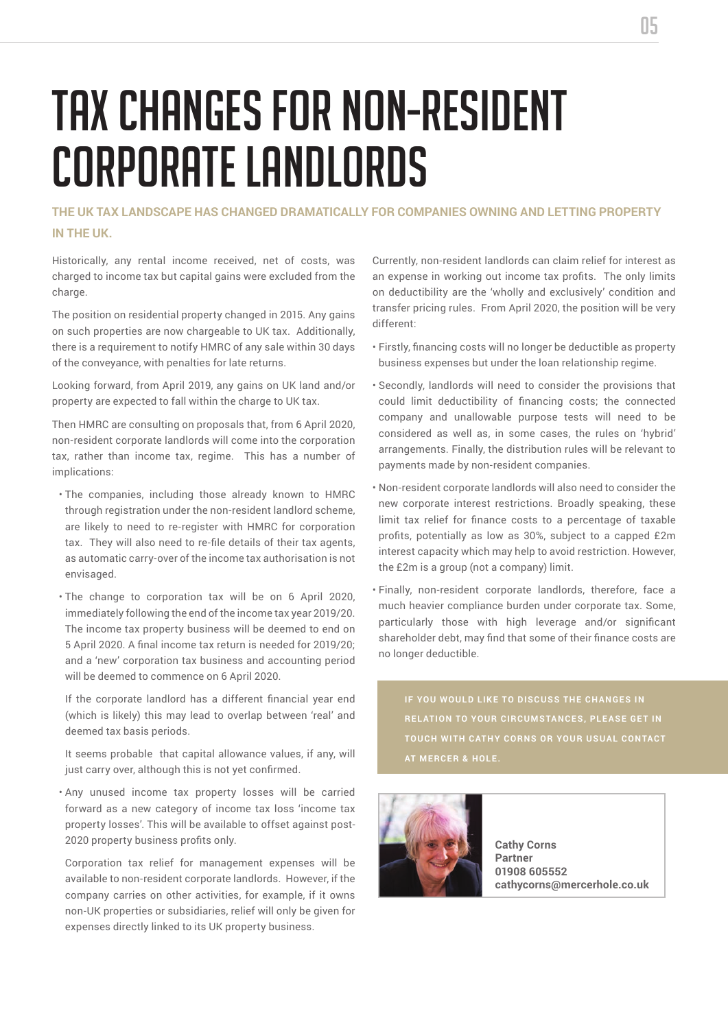# TAX CHANGES FOR NON-RESIDENT CORPORATE LANDLORDS

**THE UK TAX LANDSCAPE HAS CHANGED DRAMATICALLY FOR COMPANIES OWNING AND LETTING PROPERTY IN THE UK.**

Historically, any rental income received, net of costs, was charged to income tax but capital gains were excluded from the charge.

The position on residential property changed in 2015. Any gains on such properties are now chargeable to UK tax. Additionally, there is a requirement to notify HMRC of any sale within 30 days of the conveyance, with penalties for late returns.

Looking forward, from April 2019, any gains on UK land and/or property are expected to fall within the charge to UK tax.

Then HMRC are consulting on proposals that, from 6 April 2020, non-resident corporate landlords will come into the corporation tax, rather than income tax, regime. This has a number of implications:

- The companies, including those already known to HMRC through registration under the non-resident landlord scheme, are likely to need to re-register with HMRC for corporation tax. They will also need to re-file details of their tax agents, as automatic carry-over of the income tax authorisation is not envisaged.
- The change to corporation tax will be on 6 April 2020, immediately following the end of the income tax year 2019/20. The income tax property business will be deemed to end on 5 April 2020. A final income tax return is needed for 2019/20; and a 'new' corporation tax business and accounting period will be deemed to commence on 6 April 2020.

  If the corporate landlord has a different financial year end (which is likely) this may lead to overlap between 'real' and deemed tax basis periods.

  It seems probable that capital allowance values, if any, will just carry over, although this is not yet confirmed.
- Any unused income tax property losses will be carried forward as a new category of income tax loss 'income tax property losses'. This will be available to offset against post-2020 property business profits only.

  Corporation tax relief for management expenses will be available to non-resident corporate landlords. However, if the company carries on other activities, for example, if it owns non-UK properties or subsidiaries, relief will only be given for expenses directly linked to its UK property business.

Currently, non-resident landlords can claim relief for interest as an expense in working out income tax profits. The only limits on deductibility are the 'wholly and exclusively' condition and transfer pricing rules. From April 2020, the position will be very different:

- Firstly, financing costs will no longer be deductible as property business expenses but under the loan relationship regime.
- Secondly, landlords will need to consider the provisions that could limit deductibility of financing costs; the connected company and unallowable purpose tests will need to be considered as well as, in some cases, the rules on 'hybrid' arrangements. Finally, the distribution rules will be relevant to payments made by non-resident companies.
- Non-resident corporate landlords will also need to consider the new corporate interest restrictions. Broadly speaking, these limit tax relief for finance costs to a percentage of taxable profits, potentially as low as 30%, subject to a capped £2m interest capacity which may help to avoid restriction. However, the £2m is a group (not a company) limit.
- Finally, non-resident corporate landlords, therefore, face a much heavier compliance burden under corporate tax. Some, particularly those with high leverage and/or significant shareholder debt, may find that some of their finance costs are no longer deductible.

**IF YOU WOULD LIKE TO DISCUSS THE CHANGES IN RELATION TO YOUR CIRCUMSTANCES, PLEASE GET IN TOUCH WITH CATHY CORNS OR YOUR USUAL CONTACT AT MERCER & HOLE.**

**Cathy Corns**
**Partner**
**01908 605552**
**cathycorns@mercerhole.co.uk**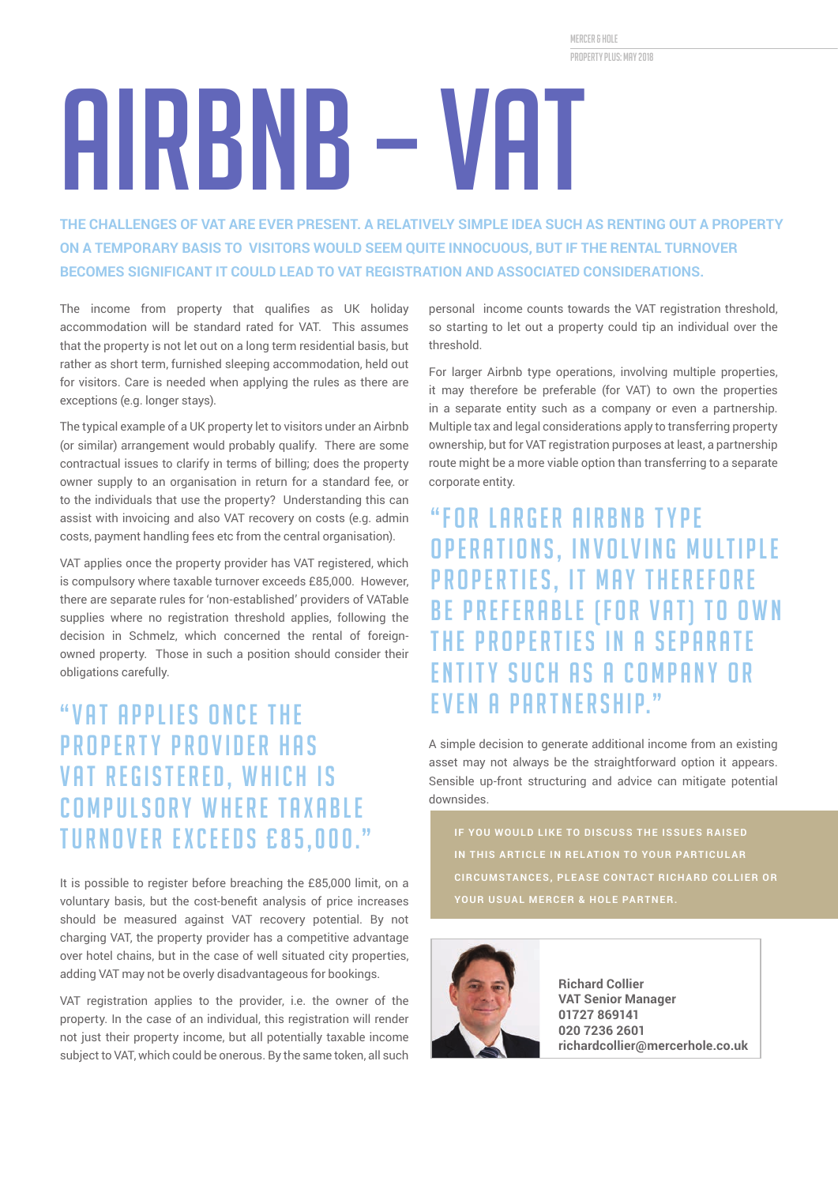# AIRBNB – VAT

**THE CHALLENGES OF VAT ARE EVER PRESENT. A RELATIVELY SIMPLE IDEA SUCH AS RENTING OUT A PROPERTY ON A TEMPORARY BASIS TO VISITORS WOULD SEEM QUITE INNOCUOUS, BUT IF THE RENTAL TURNOVER BECOMES SIGNIFICANT IT COULD LEAD TO VAT REGISTRATION AND ASSOCIATED CONSIDERATIONS.**

The income from property that qualifies as UK holiday accommodation will be standard rated for VAT. This assumes that the property is not let out on a long term residential basis, but rather as short term, furnished sleeping accommodation, held out for visitors. Care is needed when applying the rules as there are exceptions (e.g. longer stays).

The typical example of a UK property let to visitors under an Airbnb (or similar) arrangement would probably qualify. There are some contractual issues to clarify in terms of billing; does the property owner supply to an organisation in return for a standard fee, or to the individuals that use the property? Understanding this can assist with invoicing and also VAT recovery on costs (e.g. admin costs, payment handling fees etc from the central organisation).

VAT applies once the property provider has VAT registered, which is compulsory where taxable turnover exceeds £85,000. However, there are separate rules for 'non-established' providers of VATable supplies where no registration threshold applies, following the decision in Schmelz, which concerned the rental of foreign-owned property. Those in such a position should consider their obligations carefully.

> "VAT APPLIES ONCE THE PROPERTY PROVIDER HAS VAT REGISTERED, WHICH IS COMPULSORY WHERE TAXABLE TURNOVER EXCEEDS £85,000."

It is possible to register before breaching the £85,000 limit, on a voluntary basis, but the cost-benefit analysis of price increases should be measured against VAT recovery potential. By not charging VAT, the property provider has a competitive advantage over hotel chains, but in the case of well situated city properties, adding VAT may not be overly disadvantageous for bookings.

VAT registration applies to the provider, i.e. the owner of the property. In the case of an individual, this registration will render not just their property income, but all potentially taxable income subject to VAT, which could be onerous. By the same token, all such personal income counts towards the VAT registration threshold, so starting to let out a property could tip an individual over the threshold.

For larger Airbnb type operations, involving multiple properties, it may therefore be preferable (for VAT) to own the properties in a separate entity such as a company or even a partnership. Multiple tax and legal considerations apply to transferring property ownership, but for VAT registration purposes at least, a partnership route might be a more viable option than transferring to a separate corporate entity.

> "FOR LARGER AIRBNB TYPE OPERATIONS, INVOLVING MULTIPLE PROPERTIES, IT MAY THEREFORE BE PREFERABLE (FOR VAT) TO OWN THE PROPERTIES IN A SEPARATE ENTITY SUCH AS A COMPANY OR EVEN A PARTNERSHIP."

A simple decision to generate additional income from an existing asset may not always be the straightforward option it appears. Sensible up-front structuring and advice can mitigate potential downsides.

**IF YOU WOULD LIKE TO DISCUSS THE ISSUES RAISED IN THIS ARTICLE IN RELATION TO YOUR PARTICULAR CIRCUMSTANCES, PLEASE CONTACT RICHARD COLLIER OR YOUR USUAL MERCER & HOLE PARTNER.**

**Richard Collier**
**VAT Senior Manager**
**01727 869141**
**020 7236 2601**
**richardcollier@mercerhole.co.uk**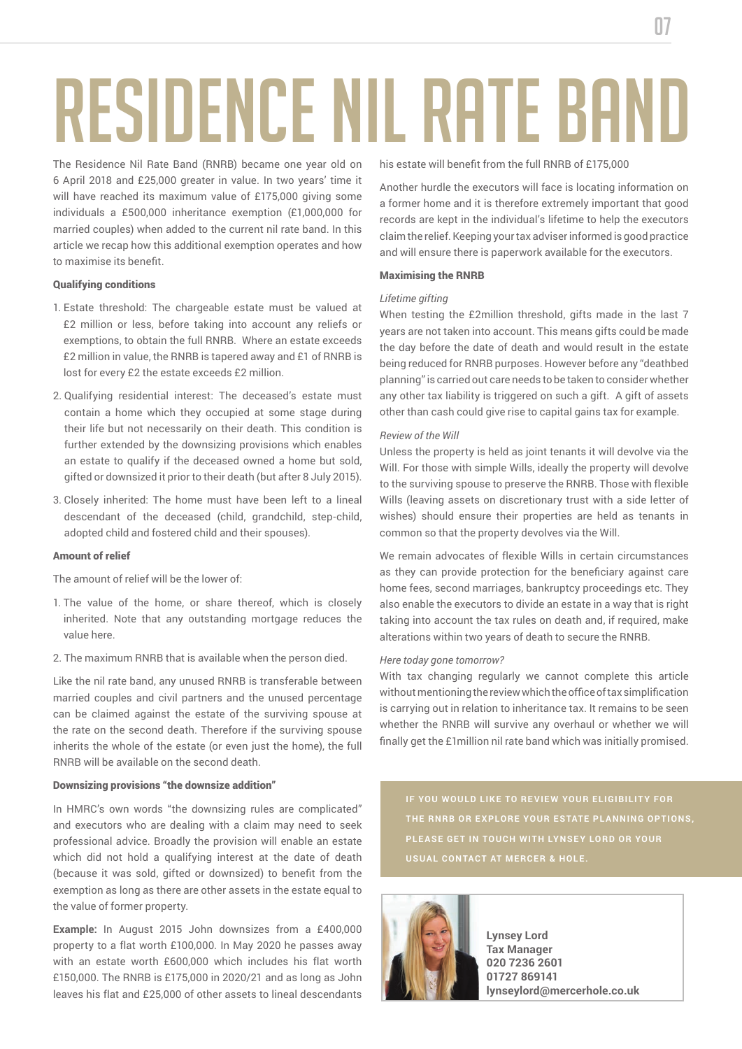# RESIDENCE NIL RATE BAND

The Residence Nil Rate Band (RNRB) became one year old on 6 April 2018 and £25,000 greater in value. In two years' time it will have reached its maximum value of £175,000 giving some individuals a £500,000 inheritance exemption (£1,000,000 for married couples) when added to the current nil rate band. In this article we recap how this additional exemption operates and how to maximise its benefit.

**Qualifying conditions**

1. Estate threshold: The chargeable estate must be valued at £2 million or less, before taking into account any reliefs or exemptions, to obtain the full RNRB. Where an estate exceeds £2 million in value, the RNRB is tapered away and £1 of RNRB is lost for every £2 the estate exceeds £2 million.
2. Qualifying residential interest: The deceased's estate must contain a home which they occupied at some stage during their life but not necessarily on their death. This condition is further extended by the downsizing provisions which enables an estate to qualify if the deceased owned a home but sold, gifted or downsized it prior to their death (but after 8 July 2015).
3. Closely inherited: The home must have been left to a lineal descendant of the deceased (child, grandchild, step-child, adopted child and fostered child and their spouses).

**Amount of relief**

The amount of relief will be the lower of:

1. The value of the home, or share thereof, which is closely inherited. Note that any outstanding mortgage reduces the value here.
2. The maximum RNRB that is available when the person died.

Like the nil rate band, any unused RNRB is transferable between married couples and civil partners and the unused percentage can be claimed against the estate of the surviving spouse at the rate on the second death. Therefore if the surviving spouse inherits the whole of the estate (or even just the home), the full RNRB will be available on the second death.

**Downsizing provisions "the downsize addition"**

In HMRC's own words "the downsizing rules are complicated" and executors who are dealing with a claim may need to seek professional advice. Broadly the provision will enable an estate which did not hold a qualifying interest at the date of death (because it was sold, gifted or downsized) to benefit from the exemption as long as there are other assets in the estate equal to the value of former property.

**Example:** In August 2015 John downsizes from a £400,000 property to a flat worth £100,000. In May 2020 he passes away with an estate worth £600,000 which includes his flat worth £150,000. The RNRB is £175,000 in 2020/21 and as long as John leaves his flat and £25,000 of other assets to lineal descendants his estate will benefit from the full RNRB of £175,000

Another hurdle the executors will face is locating information on a former home and it is therefore extremely important that good records are kept in the individual's lifetime to help the executors claim the relief. Keeping your tax adviser informed is good practice and will ensure there is paperwork available for the executors.

**Maximising the RNRB**

*Lifetime gifting*

When testing the £2million threshold, gifts made in the last 7 years are not taken into account. This means gifts could be made the day before the date of death and would result in the estate being reduced for RNRB purposes. However before any "deathbed planning" is carried out care needs to be taken to consider whether any other tax liability is triggered on such a gift. A gift of assets other than cash could give rise to capital gains tax for example.

*Review of the Will*

Unless the property is held as joint tenants it will devolve via the Will. For those with simple Wills, ideally the property will devolve to the surviving spouse to preserve the RNRB. Those with flexible Wills (leaving assets on discretionary trust with a side letter of wishes) should ensure their properties are held as tenants in common so that the property devolves via the Will.

We remain advocates of flexible Wills in certain circumstances as they can provide protection for the beneficiary against care home fees, second marriages, bankruptcy proceedings etc. They also enable the executors to divide an estate in a way that is right taking into account the tax rules on death and, if required, make alterations within two years of death to secure the RNRB.

*Here today gone tomorrow?*

With tax changing regularly we cannot complete this article without mentioning the review which the office of tax simplification is carrying out in relation to inheritance tax. It remains to be seen whether the RNRB will survive any overhaul or whether we will finally get the £1million nil rate band which was initially promised.

**IF YOU WOULD LIKE TO REVIEW YOUR ELIGIBILITY FOR THE RNRB OR EXPLORE YOUR ESTATE PLANNING OPTIONS, PLEASE GET IN TOUCH WITH LYNSEY LORD OR YOUR USUAL CONTACT AT MERCER & HOLE.**

**Lynsey Lord**
**Tax Manager**
**020 7236 2601**
**01727 869141**
**lynseylord@mercerhole.co.uk**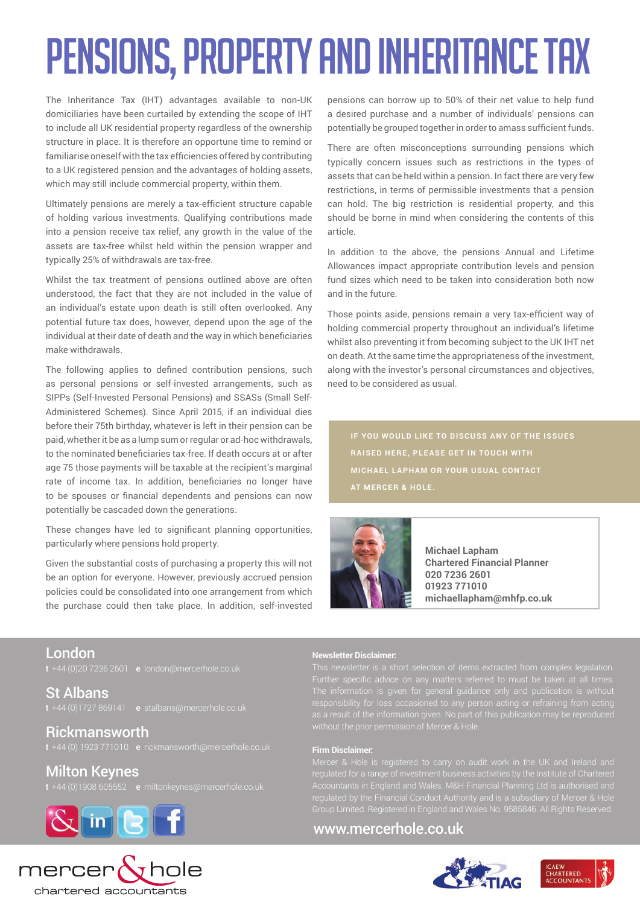# PENSIONS, PROPERTY AND INHERITANCE TAX

The Inheritance Tax (IHT) advantages available to non-UK domiciliaries have been curtailed by extending the scope of IHT to include all UK residential property regardless of the ownership structure in place. It is therefore an opportune time to remind or familiarise oneself with the tax efficiencies offered by contributing to a UK registered pension and the advantages of holding assets, which may still include commercial property, within them.

Ultimately pensions are merely a tax-efficient structure capable of holding various investments. Qualifying contributions made into a pension receive tax relief, any growth in the value of the assets are tax-free whilst held within the pension wrapper and typically 25% of withdrawals are tax-free.

Whilst the tax treatment of pensions outlined above are often understood, the fact that they are not included in the value of an individual's estate upon death is still often overlooked. Any potential future tax does, however, depend upon the age of the individual at their date of death and the way in which beneficiaries make withdrawals.

The following applies to defined contribution pensions, such as personal pensions or self-invested arrangements, such as SIPPs (Self-Invested Personal Pensions) and SSASs (Small Self-Administered Schemes). Since April 2015, if an individual dies before their 75th birthday, whatever is left in their pension can be paid, whether it be as a lump sum or regular or ad-hoc withdrawals, to the nominated beneficiaries tax-free. If death occurs at or after age 75 those payments will be taxable at the recipient's marginal rate of income tax. In addition, beneficiaries no longer have to be spouses or financial dependents and pensions can now potentially be cascaded down the generations.

These changes have led to significant planning opportunities, particularly where pensions hold property.

Given the substantial costs of purchasing a property this will not be an option for everyone. However, previously accrued pension policies could be consolidated into one arrangement from which the purchase could then take place. In addition, self-invested pensions can borrow up to 50% of their net value to help fund a desired purchase and a number of individuals' pensions can potentially be grouped together in order to amass sufficient funds.

There are often misconceptions surrounding pensions which typically concern issues such as restrictions in the types of assets that can be held within a pension. In fact there are very few restrictions, in terms of permissible investments that a pension can hold. The big restriction is residential property, and this should be borne in mind when considering the contents of this article.

In addition to the above, the pensions Annual and Lifetime Allowances impact appropriate contribution levels and pension fund sizes which need to be taken into consideration both now and in the future.

Those points aside, pensions remain a very tax-efficient way of holding commercial property throughout an individual's lifetime whilst also preventing it from becoming subject to the UK IHT net on death. At the same time the appropriateness of the investment, along with the investor's personal circumstances and objectives, need to be considered as usual.

IF YOU WOULD LIKE TO DISCUSS ANY OF THE ISSUES RAISED HERE, PLEASE GET IN TOUCH WITH MICHAEL LAPHAM OR YOUR USUAL CONTACT AT MERCER & HOLE.

**Michael Lapham**
**Chartered Financial Planner**
**020 7236 2601**
**01923 771010**
**michaellapham@mhfp.co.uk**

## London
t +44 (0)20 7236 2601 e london@mercerhole.co.uk

## St Albans
t +44 (0)1727 869141 e stalbans@mercerhole.co.uk

## Rickmansworth
t +44 (0) 1923 771010 e rickmansworth@mercerhole.co.uk

## Milton Keynes
t +44 (0)1908 605552 e miltonkeynes@mercerhole.co.uk

**Newsletter Disclaimer:**
This newsletter is a short selection of items extracted from complex legislation. Further specific advice on any matters referred to must be taken at all times. The information is given for general guidance only and publication is without responsibility for loss occasioned to any person acting or refraining from acting as a result of the information given. No part of this publication may be reproduced without the prior permission of Mercer & Hole.

**Firm Disclaimer:**
Mercer & Hole is registered to carry on audit work in the UK and Ireland and regulated for a range of investment business activities by the Institute of Chartered Accountants in England and Wales. M&H Financial Planning Ltd is authorised and regulated by the Financial Conduct Authority and is a subsidiary of Mercer & Hole Group Limited. Registered in England and Wales No. 9585846. All Rights Reserved.

www.mercerhole.co.uk

mercer & hole
chartered accountants

TIAG

ICAEW CHARTERED ACCOUNTANTS